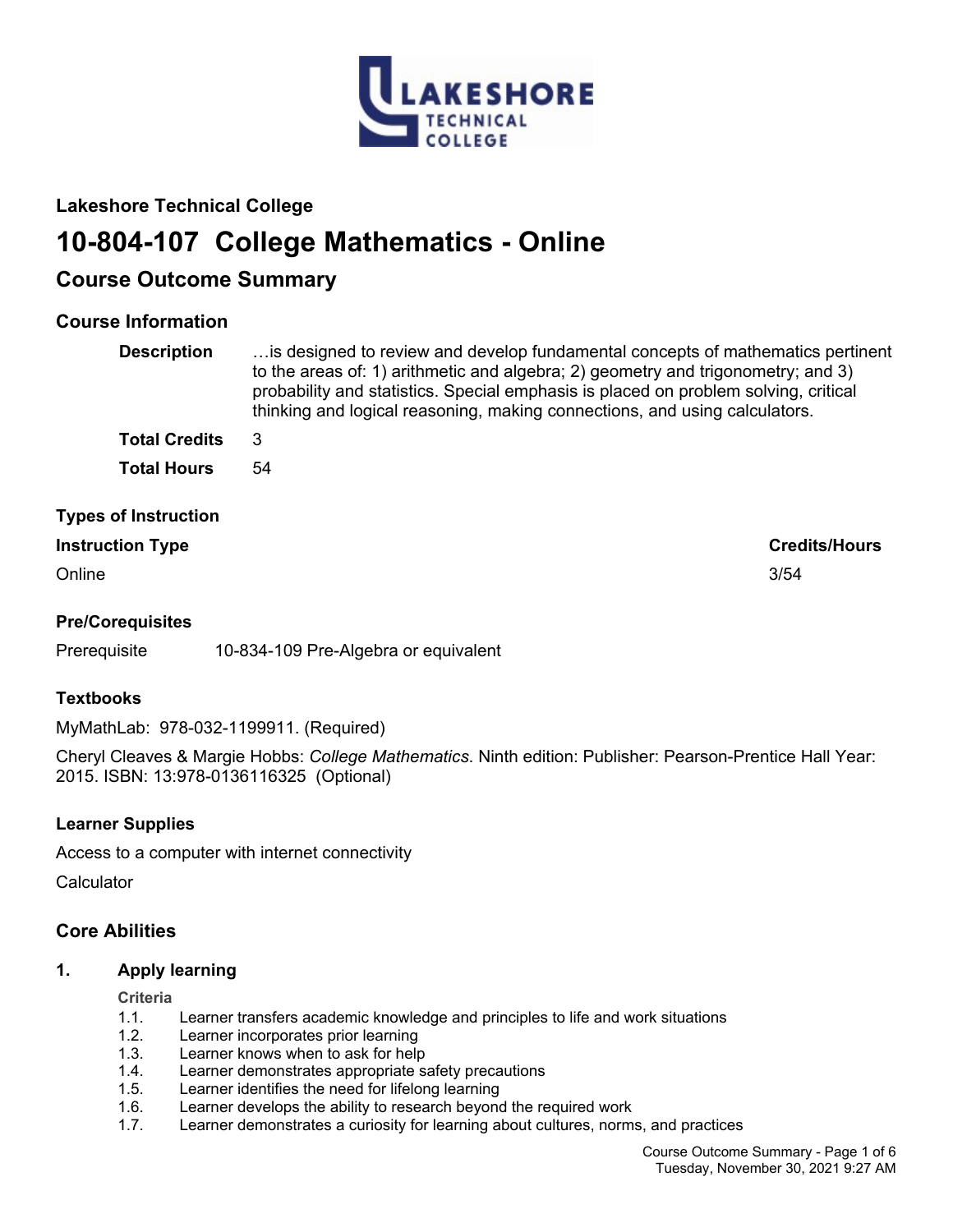## Lakeshore Technical College

# 10-804-107 College Mathematics - Online

## Course Outcome Summary

### Course Information

**Description** …is designed to review and develop fundamental concepts of mathematics pertinent to the areas of: 1) arithmetic and algebra; 2) geometry and trigonometry; and 3) probability and statistics. Special emphasis is placed on problem solving, critical thinking and logical reasoning, making connections, and using calculators.

**Total Credits** 3

**Total Hours** 54

### Types of Instruction

| Instruction Type | Credits/Hours |
| --- | --- |
| Online | 3/54 |

### Pre/Corequisites

Prerequisite 10-834-109 Pre-Algebra or equivalent

### Textbooks

MyMathLab: 978-032-1199911. (Required)

Cheryl Cleaves & Margie Hobbs: *College Mathematics*. Ninth edition: Publisher: Pearson-Prentice Hall Year: 2015. ISBN: 13:978-0136116325 (Optional)

### Learner Supplies

Access to a computer with internet connectivity

Calculator

## Core Abilities

### 1. Apply learning

**Criteria**

1.1. Learner transfers academic knowledge and principles to life and work situations
1.2. Learner incorporates prior learning
1.3. Learner knows when to ask for help
1.4. Learner demonstrates appropriate safety precautions
1.5. Learner identifies the need for lifelong learning
1.6. Learner develops the ability to research beyond the required work
1.7. Learner demonstrates a curiosity for learning about cultures, norms, and practices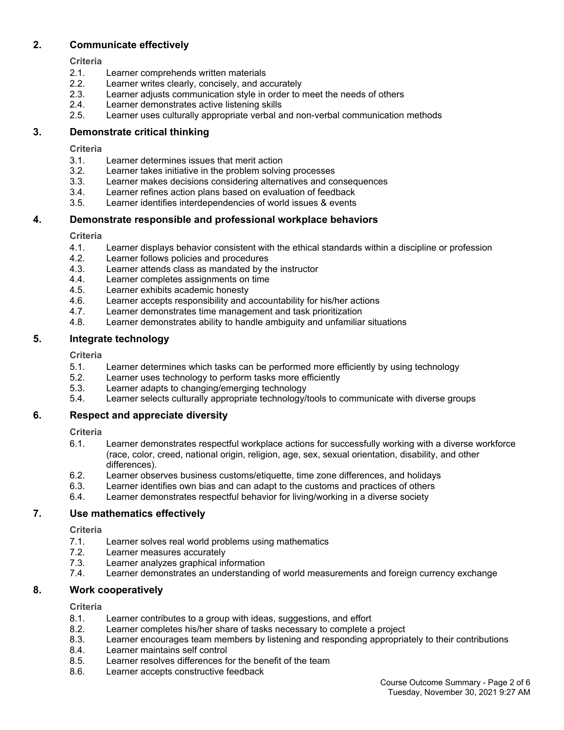## 2. Communicate effectively

**Criteria**

2.1. Learner comprehends written materials
2.2. Learner writes clearly, concisely, and accurately
2.3. Learner adjusts communication style in order to meet the needs of others
2.4. Learner demonstrates active listening skills
2.5. Learner uses culturally appropriate verbal and non-verbal communication methods

## 3. Demonstrate critical thinking

**Criteria**

3.1. Learner determines issues that merit action
3.2. Learner takes initiative in the problem solving processes
3.3. Learner makes decisions considering alternatives and consequences
3.4. Learner refines action plans based on evaluation of feedback
3.5. Learner identifies interdependencies of world issues & events

## 4. Demonstrate responsible and professional workplace behaviors

**Criteria**

4.1. Learner displays behavior consistent with the ethical standards within a discipline or profession
4.2. Learner follows policies and procedures
4.3. Learner attends class as mandated by the instructor
4.4. Learner completes assignments on time
4.5. Learner exhibits academic honesty
4.6. Learner accepts responsibility and accountability for his/her actions
4.7. Learner demonstrates time management and task prioritization
4.8. Learner demonstrates ability to handle ambiguity and unfamiliar situations

## 5. Integrate technology

**Criteria**

5.1. Learner determines which tasks can be performed more efficiently by using technology
5.2. Learner uses technology to perform tasks more efficiently
5.3. Learner adapts to changing/emerging technology
5.4. Learner selects culturally appropriate technology/tools to communicate with diverse groups

## 6. Respect and appreciate diversity

**Criteria**

6.1. Learner demonstrates respectful workplace actions for successfully working with a diverse workforce (race, color, creed, national origin, religion, age, sex, sexual orientation, disability, and other differences).
6.2. Learner observes business customs/etiquette, time zone differences, and holidays
6.3. Learner identifies own bias and can adapt to the customs and practices of others
6.4. Learner demonstrates respectful behavior for living/working in a diverse society

## 7. Use mathematics effectively

**Criteria**

7.1. Learner solves real world problems using mathematics
7.2. Learner measures accurately
7.3. Learner analyzes graphical information
7.4. Learner demonstrates an understanding of world measurements and foreign currency exchange

## 8. Work cooperatively

**Criteria**

8.1. Learner contributes to a group with ideas, suggestions, and effort
8.2. Learner completes his/her share of tasks necessary to complete a project
8.3. Learner encourages team members by listening and responding appropriately to their contributions
8.4. Learner maintains self control
8.5. Learner resolves differences for the benefit of the team
8.6. Learner accepts constructive feedback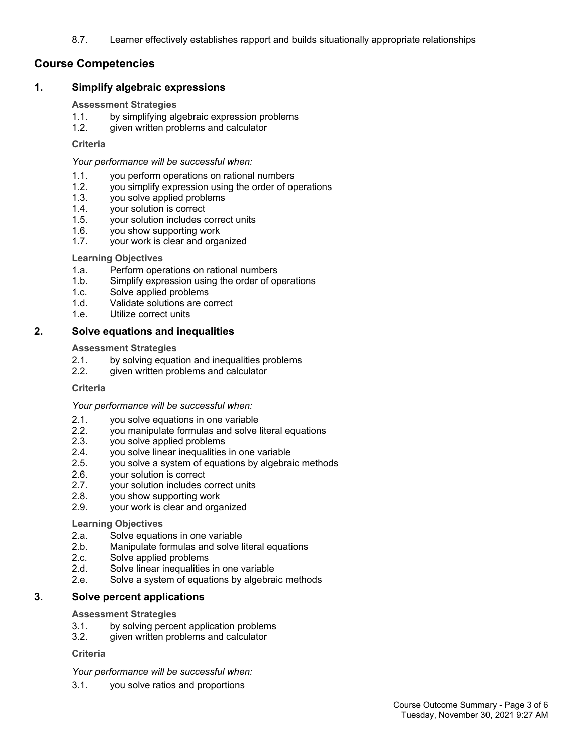8.7. Learner effectively establishes rapport and builds situationally appropriate relationships

## Course Competencies

### 1. Simplify algebraic expressions

**Assessment Strategies**

1.1. by simplifying algebraic expression problems
1.2. given written problems and calculator

**Criteria**

*Your performance will be successful when:*

1.1. you perform operations on rational numbers
1.2. you simplify expression using the order of operations
1.3. you solve applied problems
1.4. your solution is correct
1.5. your solution includes correct units
1.6. you show supporting work
1.7. your work is clear and organized

**Learning Objectives**

1.a. Perform operations on rational numbers
1.b. Simplify expression using the order of operations
1.c. Solve applied problems
1.d. Validate solutions are correct
1.e. Utilize correct units

### 2. Solve equations and inequalities

**Assessment Strategies**

2.1. by solving equation and inequalities problems
2.2. given written problems and calculator

**Criteria**

*Your performance will be successful when:*

2.1. you solve equations in one variable
2.2. you manipulate formulas and solve literal equations
2.3. you solve applied problems
2.4. you solve linear inequalities in one variable
2.5. you solve a system of equations by algebraic methods
2.6. your solution is correct
2.7. your solution includes correct units
2.8. you show supporting work
2.9. your work is clear and organized

**Learning Objectives**

2.a. Solve equations in one variable
2.b. Manipulate formulas and solve literal equations
2.c. Solve applied problems
2.d. Solve linear inequalities in one variable
2.e. Solve a system of equations by algebraic methods

### 3. Solve percent applications

**Assessment Strategies**

3.1. by solving percent application problems
3.2. given written problems and calculator

**Criteria**

*Your performance will be successful when:*

3.1. you solve ratios and proportions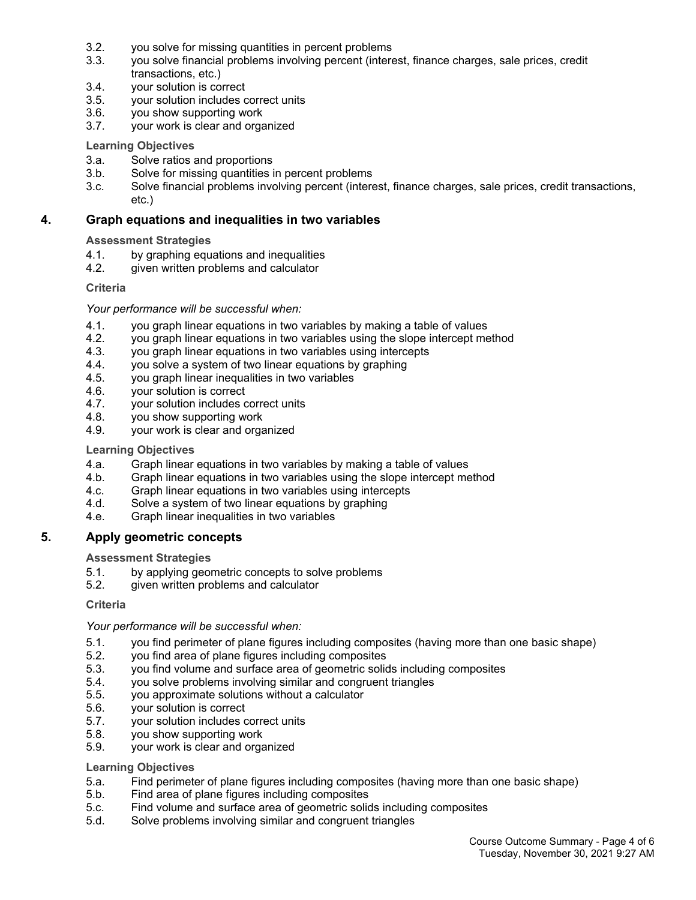3.2. you solve for missing quantities in percent problems
3.3. you solve financial problems involving percent (interest, finance charges, sale prices, credit transactions, etc.)
3.4. your solution is correct
3.5. your solution includes correct units
3.6. you show supporting work
3.7. your work is clear and organized

**Learning Objectives**

3.a. Solve ratios and proportions
3.b. Solve for missing quantities in percent problems
3.c. Solve financial problems involving percent (interest, finance charges, sale prices, credit transactions, etc.)

## 4. Graph equations and inequalities in two variables

**Assessment Strategies**

4.1. by graphing equations and inequalities
4.2. given written problems and calculator

**Criteria**

*Your performance will be successful when:*

4.1. you graph linear equations in two variables by making a table of values
4.2. you graph linear equations in two variables using the slope intercept method
4.3. you graph linear equations in two variables using intercepts
4.4. you solve a system of two linear equations by graphing
4.5. you graph linear inequalities in two variables
4.6. your solution is correct
4.7. your solution includes correct units
4.8. you show supporting work
4.9. your work is clear and organized

**Learning Objectives**

4.a. Graph linear equations in two variables by making a table of values
4.b. Graph linear equations in two variables using the slope intercept method
4.c. Graph linear equations in two variables using intercepts
4.d. Solve a system of two linear equations by graphing
4.e. Graph linear inequalities in two variables

## 5. Apply geometric concepts

**Assessment Strategies**

5.1. by applying geometric concepts to solve problems
5.2. given written problems and calculator

**Criteria**

*Your performance will be successful when:*

5.1. you find perimeter of plane figures including composites (having more than one basic shape)
5.2. you find area of plane figures including composites
5.3. you find volume and surface area of geometric solids including composites
5.4. you solve problems involving similar and congruent triangles
5.5. you approximate solutions without a calculator
5.6. your solution is correct
5.7. your solution includes correct units
5.8. you show supporting work
5.9. your work is clear and organized

**Learning Objectives**

5.a. Find perimeter of plane figures including composites (having more than one basic shape)
5.b. Find area of plane figures including composites
5.c. Find volume and surface area of geometric solids including composites
5.d. Solve problems involving similar and congruent triangles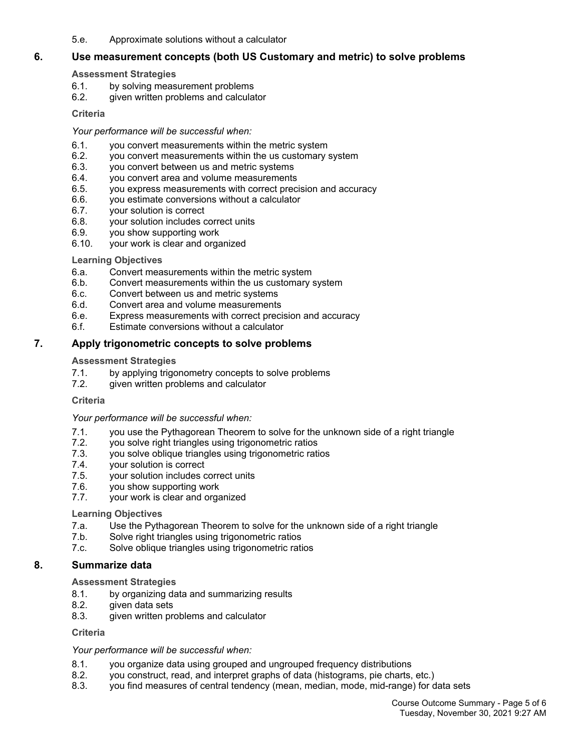5.e. Approximate solutions without a calculator

## 6. Use measurement concepts (both US Customary and metric) to solve problems

**Assessment Strategies**

6.1. by solving measurement problems
6.2. given written problems and calculator

**Criteria**

*Your performance will be successful when:*

6.1. you convert measurements within the metric system
6.2. you convert measurements within the us customary system
6.3. you convert between us and metric systems
6.4. you convert area and volume measurements
6.5. you express measurements with correct precision and accuracy
6.6. you estimate conversions without a calculator
6.7. your solution is correct
6.8. your solution includes correct units
6.9. you show supporting work
6.10. your work is clear and organized

**Learning Objectives**

6.a. Convert measurements within the metric system
6.b. Convert measurements within the us customary system
6.c. Convert between us and metric systems
6.d. Convert area and volume measurements
6.e. Express measurements with correct precision and accuracy
6.f. Estimate conversions without a calculator

## 7. Apply trigonometric concepts to solve problems

**Assessment Strategies**

7.1. by applying trigonometry concepts to solve problems
7.2. given written problems and calculator

**Criteria**

*Your performance will be successful when:*

7.1. you use the Pythagorean Theorem to solve for the unknown side of a right triangle
7.2. you solve right triangles using trigonometric ratios
7.3. you solve oblique triangles using trigonometric ratios
7.4. your solution is correct
7.5. your solution includes correct units
7.6. you show supporting work
7.7. your work is clear and organized

**Learning Objectives**

7.a. Use the Pythagorean Theorem to solve for the unknown side of a right triangle
7.b. Solve right triangles using trigonometric ratios
7.c. Solve oblique triangles using trigonometric ratios

## 8. Summarize data

**Assessment Strategies**

8.1. by organizing data and summarizing results
8.2. given data sets
8.3. given written problems and calculator

**Criteria**

*Your performance will be successful when:*

8.1. you organize data using grouped and ungrouped frequency distributions
8.2. you construct, read, and interpret graphs of data (histograms, pie charts, etc.)
8.3. you find measures of central tendency (mean, median, mode, mid-range) for data sets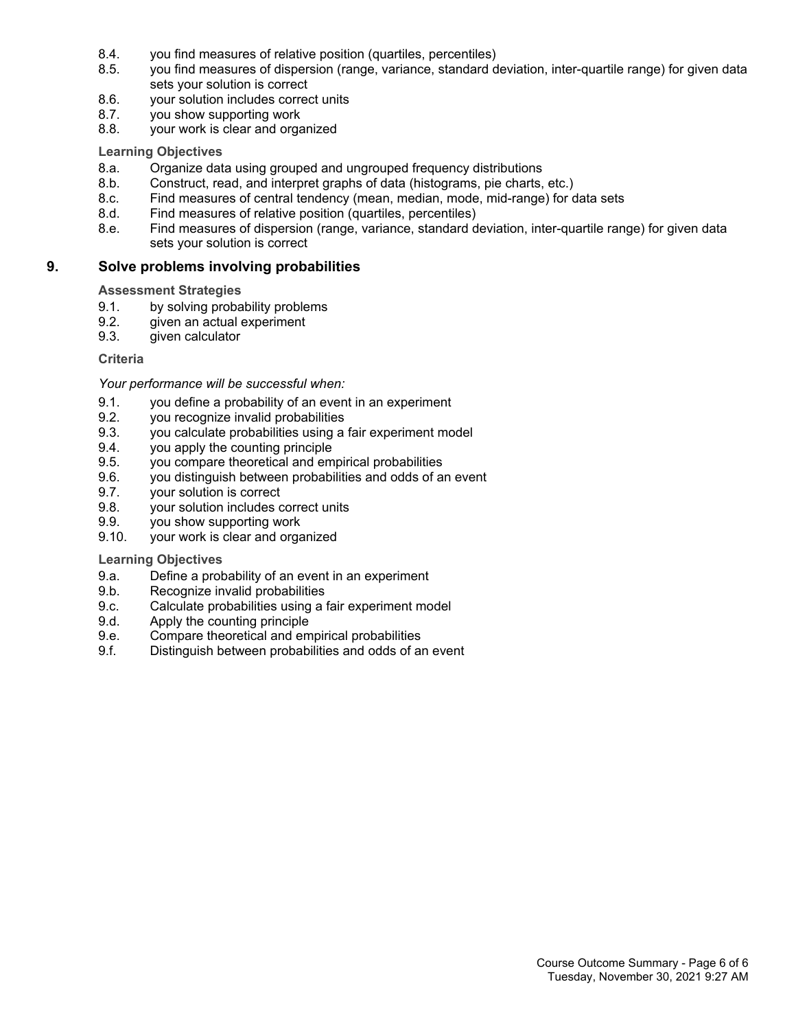8.4. you find measures of relative position (quartiles, percentiles)
8.5. you find measures of dispersion (range, variance, standard deviation, inter-quartile range) for given data sets your solution is correct
8.6. your solution includes correct units
8.7. you show supporting work
8.8. your work is clear and organized

**Learning Objectives**

8.a. Organize data using grouped and ungrouped frequency distributions
8.b. Construct, read, and interpret graphs of data (histograms, pie charts, etc.)
8.c. Find measures of central tendency (mean, median, mode, mid-range) for data sets
8.d. Find measures of relative position (quartiles, percentiles)
8.e. Find measures of dispersion (range, variance, standard deviation, inter-quartile range) for given data sets your solution is correct

## 9. Solve problems involving probabilities

**Assessment Strategies**

9.1. by solving probability problems
9.2. given an actual experiment
9.3. given calculator

**Criteria**

*Your performance will be successful when:*

9.1. you define a probability of an event in an experiment
9.2. you recognize invalid probabilities
9.3. you calculate probabilities using a fair experiment model
9.4. you apply the counting principle
9.5. you compare theoretical and empirical probabilities
9.6. you distinguish between probabilities and odds of an event
9.7. your solution is correct
9.8. your solution includes correct units
9.9. you show supporting work
9.10. your work is clear and organized

**Learning Objectives**

9.a. Define a probability of an event in an experiment
9.b. Recognize invalid probabilities
9.c. Calculate probabilities using a fair experiment model
9.d. Apply the counting principle
9.e. Compare theoretical and empirical probabilities
9.f. Distinguish between probabilities and odds of an event